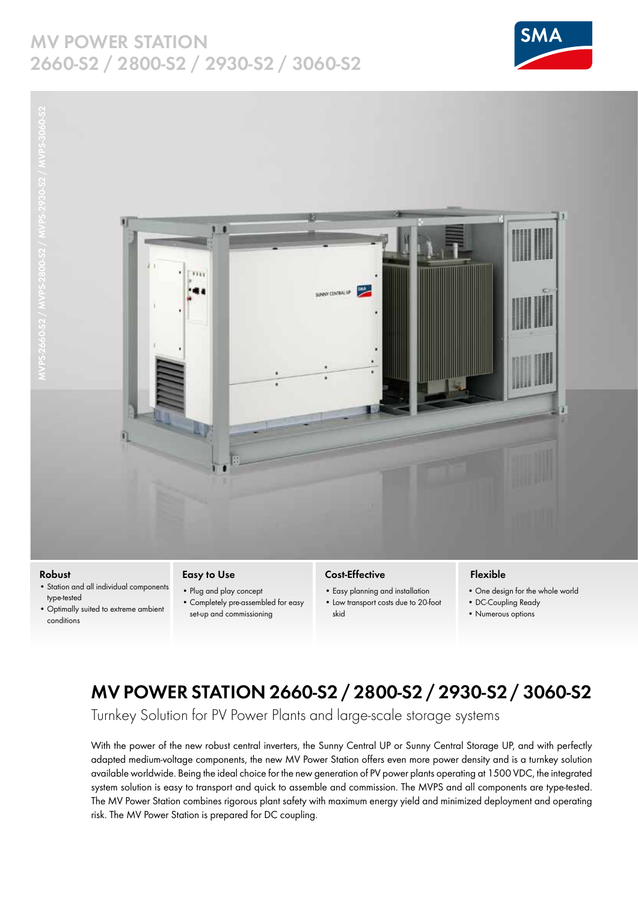# MV POWER STATION 2660-S2 / 2800-S2 / 2930-S2 / 3060-S2

MVPS-2660-S2 / MVPS-2800-S2 / MVPS-2930-S2 / MVPS-3060-S2

### Robust

- Station and all individual components type-tested
- Optimally suited to extreme ambient conditions

### Easy to Use

- Plug and play concept
- Completely pre-assembled for easy set-up and commissioning

### Cost-Effective

- Easy planning and installation
- Low transport costs due to 20-foot skid

### Flexible

- One design for the whole world
- DC-Coupling Ready
- Numerous options

## MV POWER STATION 2660-S2 / 2800-S2 / 2930-S2 / 3060-S2

Turnkey Solution for PV Power Plants and large-scale storage systems

With the power of the new robust central inverters, the Sunny Central UP or Sunny Central Storage UP, and with perfectly adapted medium-voltage components, the new MV Power Station offers even more power density and is a turnkey solution available worldwide. Being the ideal choice for the new generation of PV power plants operating at 1500 VDC, the integrated system solution is easy to transport and quick to assemble and commission. The MVPS and all components are type-tested. The MV Power Station combines rigorous plant safety with maximum energy yield and minimized deployment and operating risk. The MV Power Station is prepared for DC coupling.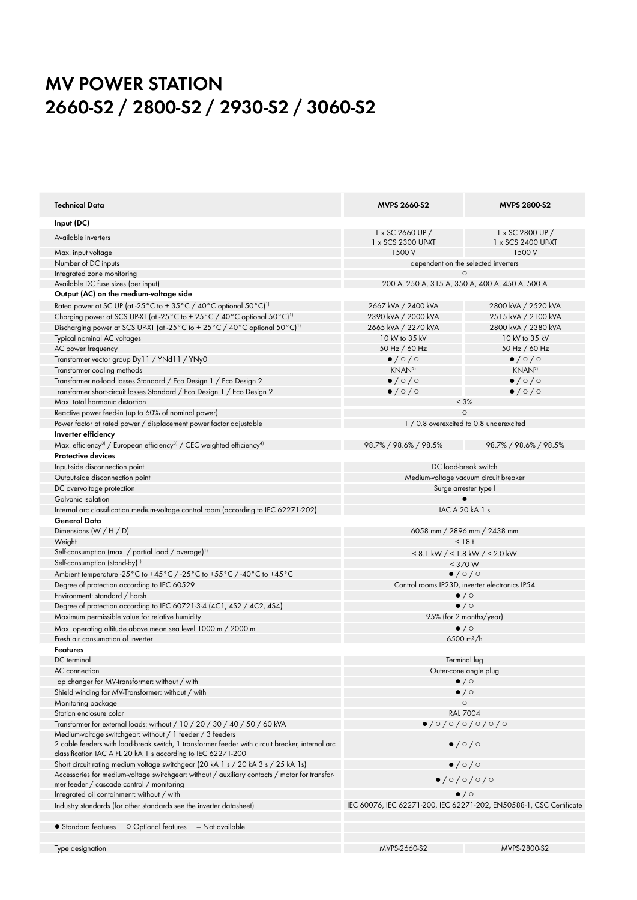# MV POWER STATION
# 2660-S2 / 2800-S2 / 2930-S2 / 3060-S2

| Technical Data | MVPS 2660-S2 | MVPS 2800-S2 |
|---|---|---|
| **Input (DC)** | | |
| Available inverters | 1 x SC 2660 UP / 1 x SCS 2300 UP-XT | 1 x SC 2800 UP / 1 x SCS 2400 UP-XT |
| Max. input voltage | 1500 V | 1500 V |
| Number of DC inputs | dependent on the selected inverters | |
| Integrated zone monitoring | ○ | |
| Available DC fuse sizes (per input) | 200 A, 250 A, 315 A, 350 A, 400 A, 450 A, 500 A | |
| **Output (AC) on the medium-voltage side** | | |
| Rated power at SC UP (at -25°C to + 35°C / 40°C optional 50°C)[1] | 2667 kVA / 2400 kVA | 2800 kVA / 2520 kVA |
| Charging power at SCS UP-XT (at -25°C to + 25°C / 40°C optional 50°C)[1] | 2390 kVA / 2000 kVA | 2515 kVA / 2100 kVA |
| Discharging power at SCS UP-XT (at -25°C to + 25°C / 40°C optional 50°C)[1] | 2665 kVA / 2270 kVA | 2800 kVA / 2380 kVA |
| Typical nominal AC voltages | 10 kV to 35 kV | 10 kV to 35 kV |
| AC power frequency | 50 Hz / 60 Hz | 50 Hz / 60 Hz |
| Transformer vector group Dy11 / YNd11 / YNy0 | ● / ○ / ○ | ● / ○ / ○ |
| Transformer cooling methods | KNAN[2] | KNAN[2] |
| Transformer no-load losses Standard / Eco Design 1 / Eco Design 2 | ● / ○ / ○ | ● / ○ / ○ |
| Transformer short-circuit losses Standard / Eco Design 1 / Eco Design 2 | ● / ○ / ○ | ● / ○ / ○ |
| Max. total harmonic distortion | < 3% | |
| Reactive power feed-in (up to 60% of nominal power) | ○ | |
| Power factor at rated power / displacement power factor adjustable | 1 / 0.8 overexcited to 0.8 underexcited | |
| **Inverter efficiency** | | |
| Max. efficiency[3] / European efficiency[3] / CEC weighted efficiency[4] | 98.7% / 98.6% / 98.5% | 98.7% / 98.6% / 98.5% |
| **Protective devices** | | |
| Input-side disconnection point | DC load-break switch | |
| Output-side disconnection point | Medium-voltage vacuum circuit breaker | |
| DC overvoltage protection | Surge arrester type I | |
| Galvanic isolation | ● | |
| Internal arc classification medium-voltage control room (according to IEC 62271-202) | IAC A 20 kA 1 s | |
| **General Data** | | |
| Dimensions (W / H / D) | 6058 mm / 2896 mm / 2438 mm | |
| Weight | < 18 t | |
| Self-consumption (max. / partial load / average)[1] | < 8.1 kW / < 1.8 kW / < 2.0 kW | |
| Self-consumption (stand-by)[1] | < 370 W | |
| Ambient temperature -25°C to +45°C / -25°C to +55°C / -40°C to +45°C | ● / ○ / ○ | |
| Degree of protection according to IEC 60529 | Control rooms IP23D, inverter electronics IP54 | |
| Environment: standard / harsh | ● / ○ | |
| Degree of protection according to IEC 60721-3-4 (4C1, 4S2 / 4C2, 4S4) | ● / ○ | |
| Maximum permissible value for relative humidity | 95% (for 2 months/year) | |
| Max. operating altitude above mean sea level 1000 m / 2000 m | ● / ○ | |
| Fresh air consumption of inverter | 6500 m³/h | |
| **Features** | | |
| DC terminal | Terminal lug | |
| AC connection | Outer-cone angle plug | |
| Tap changer for MV-transformer: without / with | ● / ○ | |
| Shield winding for MV-Transformer: without / with | ● / ○ | |
| Monitoring package | ○ | |
| Station enclosure color | RAL 7004 | |
| Transformer for external loads: without / 10 / 20 / 30 / 40 / 50 / 60 kVA | ● / ○ / ○ / ○ / ○ / ○ / ○ | |
| Medium-voltage switchgear: without / 1 feeder / 3 feeders 2 cable feeders with load-break switch, 1 transformer feeder with circuit breaker, internal arc classification IAC A FL 20 kA 1 s according to IEC 62271-200 | ● / ○ / ○ | |
| Short circuit rating medium voltage switchgear (20 kA 1 s / 20 kA 3 s / 25 kA 1s) | ● / ○ / ○ | |
| Accessories for medium-voltage switchgear: without / auxiliary contacts / motor for transformer feeder / cascade control / monitoring | ● / ○ / ○ / ○ / ○ | |
| Integrated oil containment: without / with | ● / ○ | |
| Industry standards (for other standards see the inverter datasheet) | IEC 60076, IEC 62271-200, IEC 62271-202, EN50588-1, CSC Certificate | |
| ● Standard features ○ Optional features — Not available | | |
| Type designation | MVPS-2660-S2 | MVPS-2800-S2 |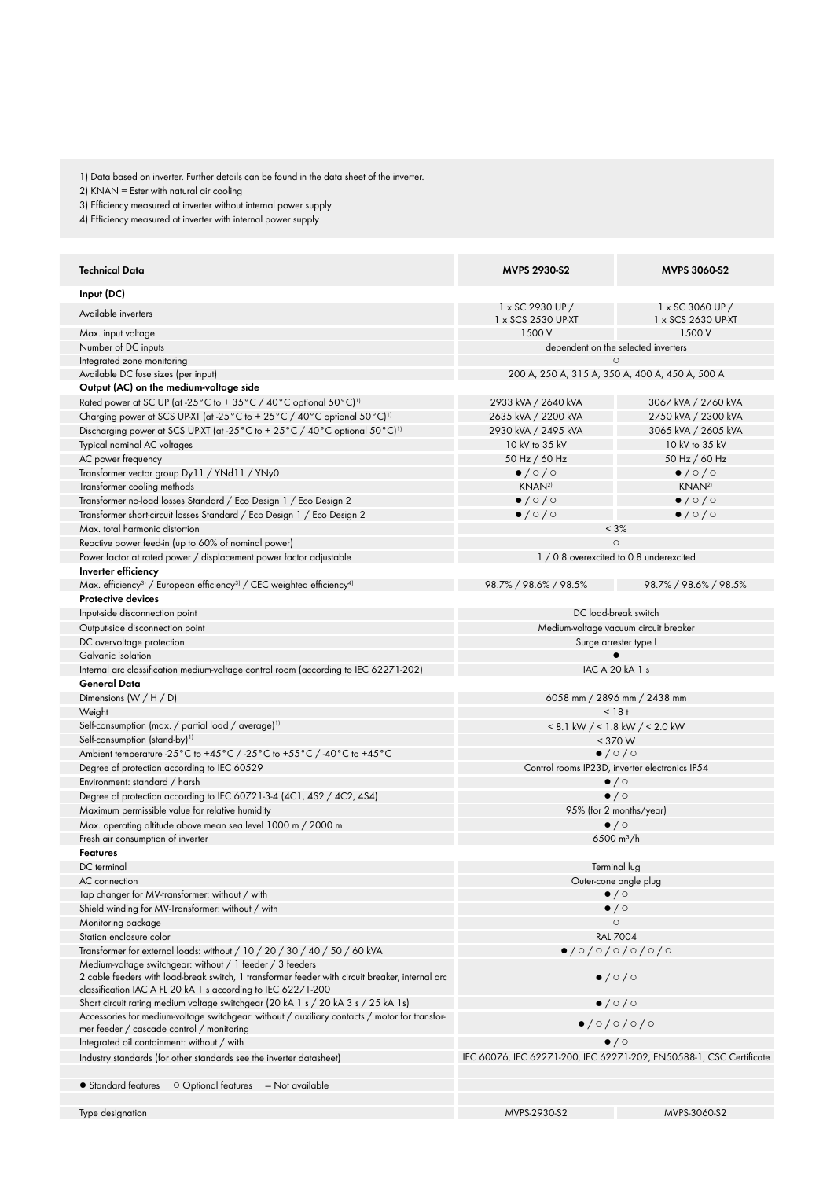1) Data based on inverter. Further details can be found in the data sheet of the inverter.
2) KNAN = Ester with natural air cooling
3) Efficiency measured at inverter without internal power supply
4) Efficiency measured at inverter with internal power supply

| Technical Data | MVPS 2930-S2 | MVPS 3060-S2 |
|---|---|---|
| **Input (DC)** | | |
| Available inverters | 1 x SC 2930 UP / 1 x SCS 2530 UP-XT | 1 x SC 3060 UP / 1 x SCS 2630 UP-XT |
| Max. input voltage | 1500 V | 1500 V |
| Number of DC inputs | dependent on the selected inverters | |
| Integrated zone monitoring | ○ | |
| Available DC fuse sizes (per input) | 200 A, 250 A, 315 A, 350 A, 400 A, 450 A, 500 A | |
| **Output (AC) on the medium-voltage side** | | |
| Rated power at SC UP (at -25°C to + 35°C / 40°C optional 50°C)[1] | 2933 kVA / 2640 kVA | 3067 kVA / 2760 kVA |
| Charging power at SCS UP-XT (at -25°C to + 25°C / 40°C optional 50°C)[1] | 2635 kVA / 2200 kVA | 2750 kVA / 2300 kVA |
| Discharging power at SCS UP-XT (at -25°C to + 25°C / 40°C optional 50°C)[1] | 2930 kVA / 2495 kVA | 3065 kVA / 2605 kVA |
| Typical nominal AC voltages | 10 kV to 35 kV | 10 kV to 35 kV |
| AC power frequency | 50 Hz / 60 Hz | 50 Hz / 60 Hz |
| Transformer vector group Dy11 / YNd11 / YNy0 | ● / ○ / ○ | ● / ○ / ○ |
| Transformer cooling methods | KNAN[2] | KNAN[2] |
| Transformer no-load losses Standard / Eco Design 1 / Eco Design 2 | ● / ○ / ○ | ● / ○ / ○ |
| Transformer short-circuit losses Standard / Eco Design 1 / Eco Design 2 | ● / ○ / ○ | ● / ○ / ○ |
| Max. total harmonic distortion | < 3% | |
| Reactive power feed-in (up to 60% of nominal power) | ○ | |
| Power factor at rated power / displacement power factor adjustable | 1 / 0.8 overexcited to 0.8 underexcited | |
| **Inverter efficiency** | | |
| Max. efficiency[3] / European efficiency[3] / CEC weighted efficiency[4] | 98.7% / 98.6% / 98.5% | 98.7% / 98.6% / 98.5% |
| **Protective devices** | | |
| Input-side disconnection point | DC load-break switch | |
| Output-side disconnection point | Medium-voltage vacuum circuit breaker | |
| DC overvoltage protection | Surge arrester type I | |
| Galvanic isolation | ● | |
| Internal arc classification medium-voltage control room (according to IEC 62271-202) | IAC A 20 kA 1 s | |
| **General Data** | | |
| Dimensions (W / H / D) | 6058 mm / 2896 mm / 2438 mm | |
| Weight | < 18 t | |
| Self-consumption (max. / partial load / average)[1] | < 8.1 kW / < 1.8 kW / < 2.0 kW | |
| Self-consumption (stand-by)[1] | < 370 W | |
| Ambient temperature -25°C to +45°C / -25°C to +55°C / -40°C to +45°C | ● / ○ / ○ | |
| Degree of protection according to IEC 60529 | Control rooms IP23D, inverter electronics IP54 | |
| Environment: standard / harsh | ● / ○ | |
| Degree of protection according to IEC 60721-3-4 (4C1, 4S2 / 4C2, 4S4) | ● / ○ | |
| Maximum permissible value for relative humidity | 95% (for 2 months/year) | |
| Max. operating altitude above mean sea level 1000 m / 2000 m | ● / ○ | |
| Fresh air consumption of inverter | 6500 m³/h | |
| **Features** | | |
| DC terminal | Terminal lug | |
| AC connection | Outer-cone angle plug | |
| Tap changer for MV-transformer: without / with | ● / ○ | |
| Shield winding for MV-Transformer: without / with | ● / ○ | |
| Monitoring package | ○ | |
| Station enclosure color | RAL 7004 | |
| Transformer for external loads: without / 10 / 20 / 30 / 40 / 50 / 60 kVA | ● / ○ / ○ / ○ / ○ / ○ / ○ | |
| Medium-voltage switchgear: without / 1 feeder / 3 feeders 2 cable feeders with load-break switch, 1 transformer feeder with circuit breaker, internal arc classification IAC A FL 20 kA 1 s according to IEC 62271-200 | ● / ○ / ○ | |
| Short circuit rating medium voltage switchgear (20 kA 1 s / 20 kA 3 s / 25 kA 1s) | ● / ○ / ○ | |
| Accessories for medium-voltage switchgear: without / auxiliary contacts / motor for transformer feeder / cascade control / monitoring | ● / ○ / ○ / ○ / ○ | |
| Integrated oil containment: without / with | ● / ○ | |
| Industry standards (for other standards see the inverter datasheet) | IEC 60076, IEC 62271-200, IEC 62271-202, EN50588-1, CSC Certificate | |
| ● Standard features ○ Optional features — Not available | | |
| Type designation | MVPS-2930-S2 | MVPS-3060-S2 |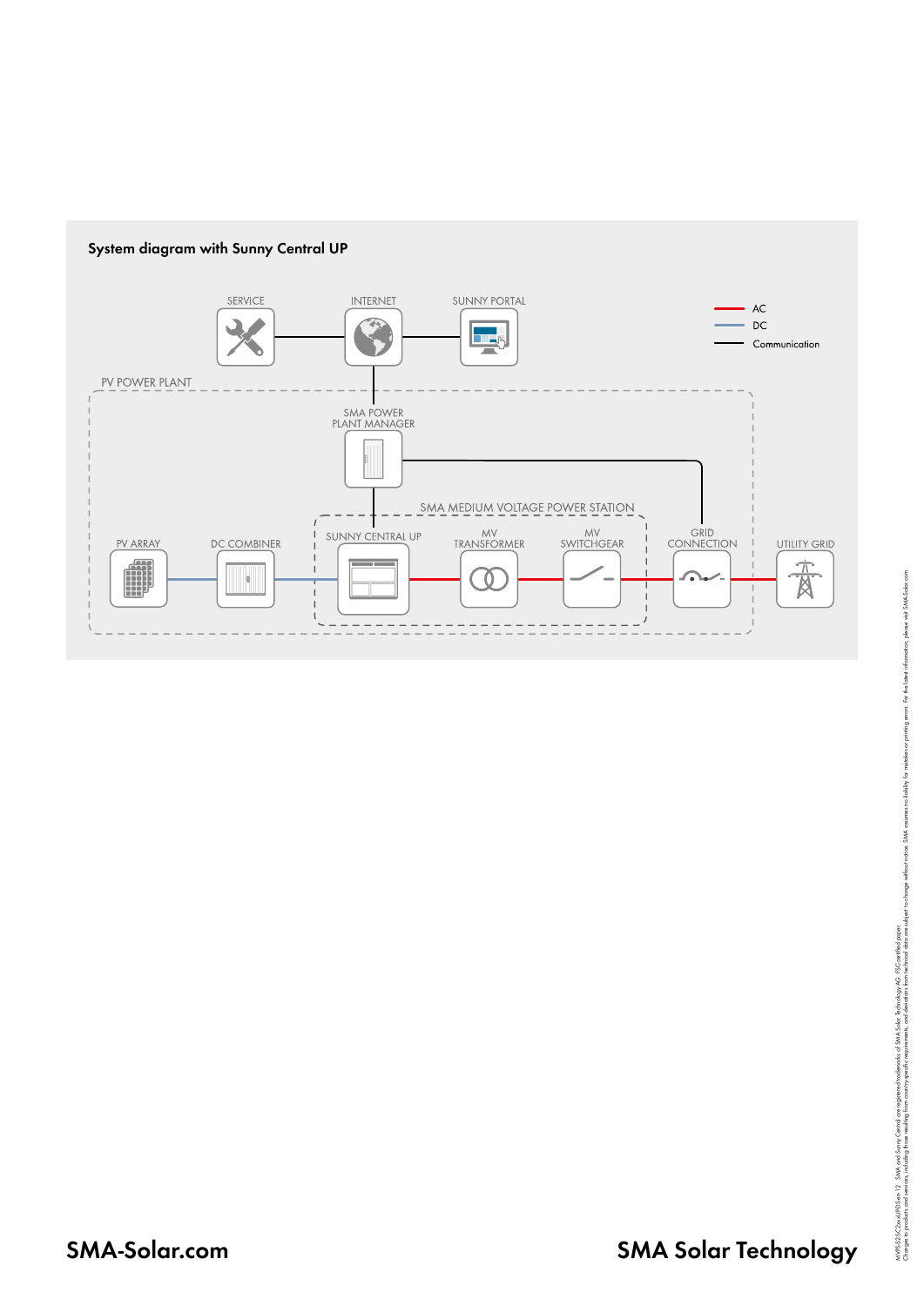**System diagram with Sunny Central UP**

SERVICE
INTERNET
SUNNY PORTAL

AC
DC
Communication

PV POWER PLANT

SMA POWER PLANT MANAGER

SMA MEDIUM VOLTAGE POWER STATION

PV ARRAY
DC COMBINER
SUNNY CENTRAL UP
MV TRANSFORMER
MV SWITCHGEAR
GRID CONNECTION
UTILITY GRID

MVPS-S2-SC2xxxUP-DS-en-12 · SMA and Sunny Central are registered trademarks of SMA Solar Technology AG. FSC-certified paper. Changes to products and services, including those resulting from country-specific requirements, and deviations from technical data are subject to change without notice. SMA assumes no liability for mistakes or printing errors. For the latest information, please visit SMA-Solar.com.

**SMA-Solar.com**

**SMA Solar Technology**